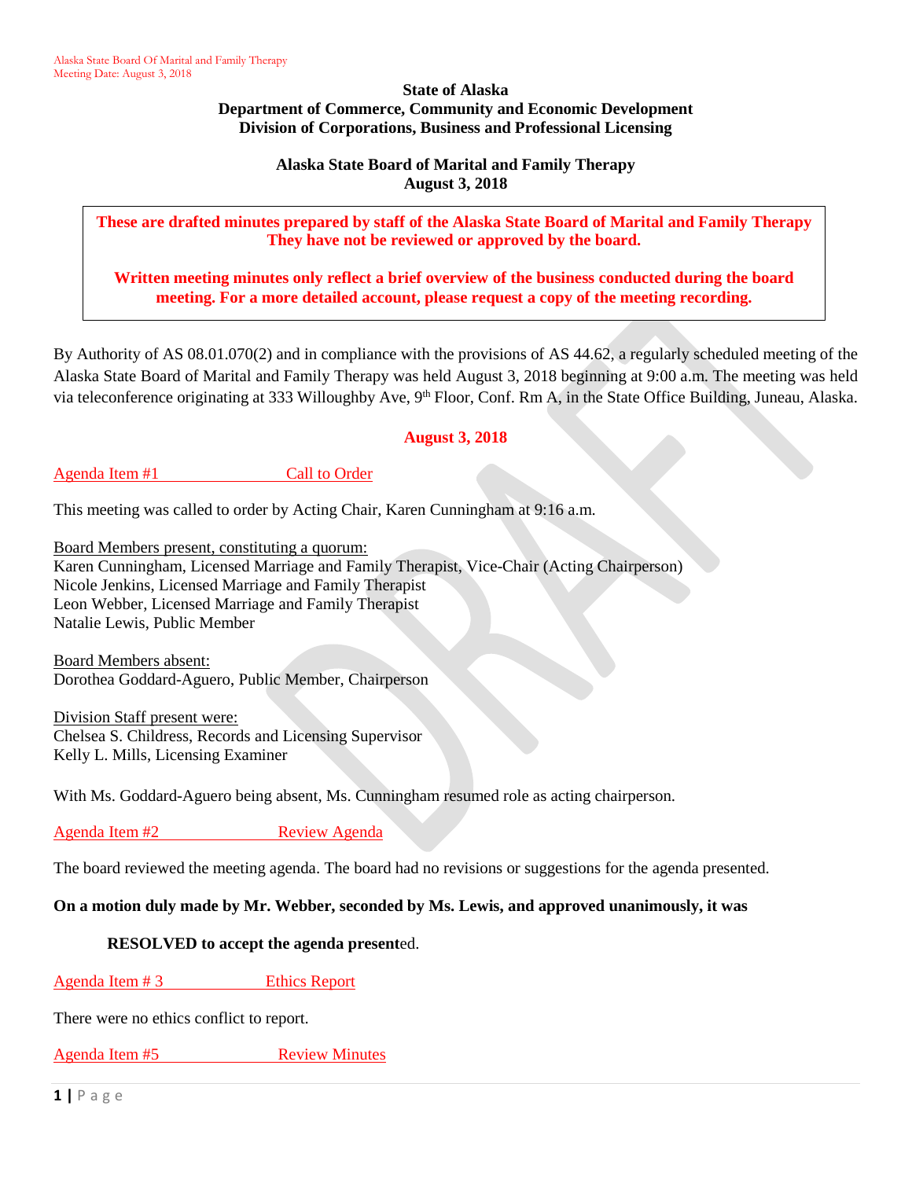**State of Alaska**
**Department of Commerce, Community and Economic Development**
**Division of Corporations, Business and Professional Licensing**

**Alaska State Board of Marital and Family Therapy**
**August 3, 2018**

> **These are drafted minutes prepared by staff of the Alaska State Board of Marital and Family Therapy They have not be reviewed or approved by the board.**
>
> **Written meeting minutes only reflect a brief overview of the business conducted during the board meeting. For a more detailed account, please request a copy of the meeting recording.**

By Authority of AS 08.01.070(2) and in compliance with the provisions of AS 44.62, a regularly scheduled meeting of the Alaska State Board of Marital and Family Therapy was held August 3, 2018 beginning at 9:00 a.m. The meeting was held via teleconference originating at 333 Willoughby Ave, 9th Floor, Conf. Rm A, in the State Office Building, Juneau, Alaska.

**August 3, 2018**

Agenda Item #1 Call to Order

This meeting was called to order by Acting Chair, Karen Cunningham at 9:16 a.m.

Board Members present, constituting a quorum:
Karen Cunningham, Licensed Marriage and Family Therapist, Vice-Chair (Acting Chairperson)
Nicole Jenkins, Licensed Marriage and Family Therapist
Leon Webber, Licensed Marriage and Family Therapist
Natalie Lewis, Public Member

Board Members absent:
Dorothea Goddard-Aguero, Public Member, Chairperson

Division Staff present were:
Chelsea S. Childress, Records and Licensing Supervisor
Kelly L. Mills, Licensing Examiner

With Ms. Goddard-Aguero being absent, Ms. Cunningham resumed role as acting chairperson.

Agenda Item #2 Review Agenda

The board reviewed the meeting agenda. The board had no revisions or suggestions for the agenda presented.

**On a motion duly made by Mr. Webber, seconded by Ms. Lewis, and approved unanimously, it was**

**RESOLVED to accept the agenda present**ed.

Agenda Item # 3 Ethics Report

There were no ethics conflict to report.

Agenda Item #5 Review Minutes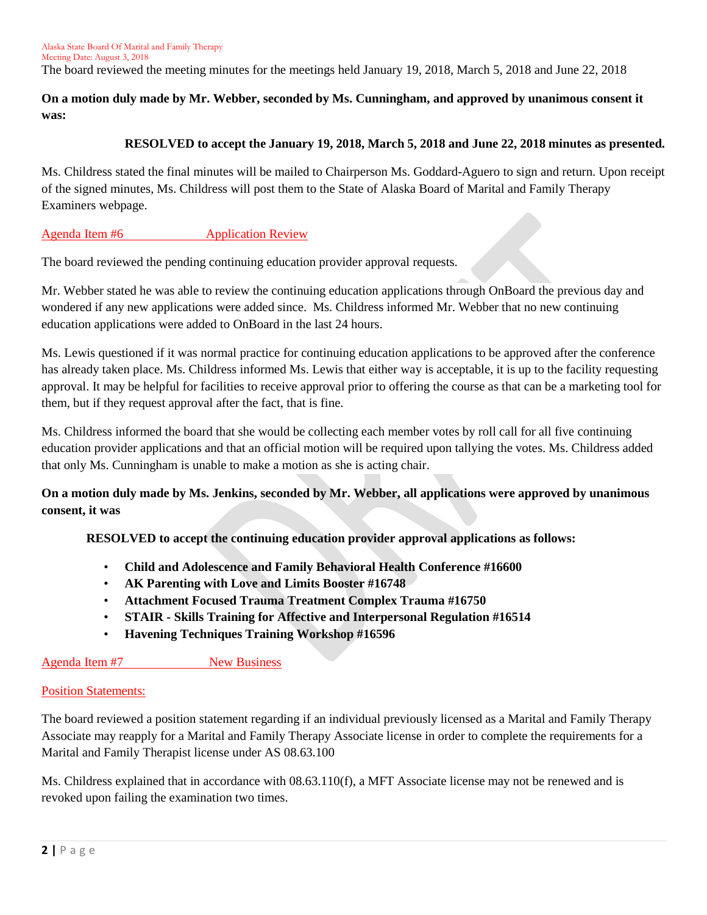The board reviewed the meeting minutes for the meetings held January 19, 2018, March 5, 2018 and June 22, 2018

**On a motion duly made by Mr. Webber, seconded by Ms. Cunningham, and approved by unanimous consent it was:**

**RESOLVED to accept the January 19, 2018, March 5, 2018 and June 22, 2018 minutes as presented.**

Ms. Childress stated the final minutes will be mailed to Chairperson Ms. Goddard-Aguero to sign and return. Upon receipt of the signed minutes, Ms. Childress will post them to the State of Alaska Board of Marital and Family Therapy Examiners webpage.

## Agenda Item #6 Application Review

The board reviewed the pending continuing education provider approval requests.

Mr. Webber stated he was able to review the continuing education applications through OnBoard the previous day and wondered if any new applications were added since. Ms. Childress informed Mr. Webber that no new continuing education applications were added to OnBoard in the last 24 hours.

Ms. Lewis questioned if it was normal practice for continuing education applications to be approved after the conference has already taken place. Ms. Childress informed Ms. Lewis that either way is acceptable, it is up to the facility requesting approval. It may be helpful for facilities to receive approval prior to offering the course as that can be a marketing tool for them, but if they request approval after the fact, that is fine.

Ms. Childress informed the board that she would be collecting each member votes by roll call for all five continuing education provider applications and that an official motion will be required upon tallying the votes. Ms. Childress added that only Ms. Cunningham is unable to make a motion as she is acting chair.

**On a motion duly made by Ms. Jenkins, seconded by Mr. Webber, all applications were approved by unanimous consent, it was**

**RESOLVED to accept the continuing education provider approval applications as follows:**

- **Child and Adolescence and Family Behavioral Health Conference #16600**
- **AK Parenting with Love and Limits Booster #16748**
- **Attachment Focused Trauma Treatment Complex Trauma #16750**
- **STAIR - Skills Training for Affective and Interpersonal Regulation #16514**
- **Havening Techniques Training Workshop #16596**

## Agenda Item #7 New Business

### Position Statements:

The board reviewed a position statement regarding if an individual previously licensed as a Marital and Family Therapy Associate may reapply for a Marital and Family Therapy Associate license in order to complete the requirements for a Marital and Family Therapist license under AS 08.63.100

Ms. Childress explained that in accordance with 08.63.110(f), a MFT Associate license may not be renewed and is revoked upon failing the examination two times.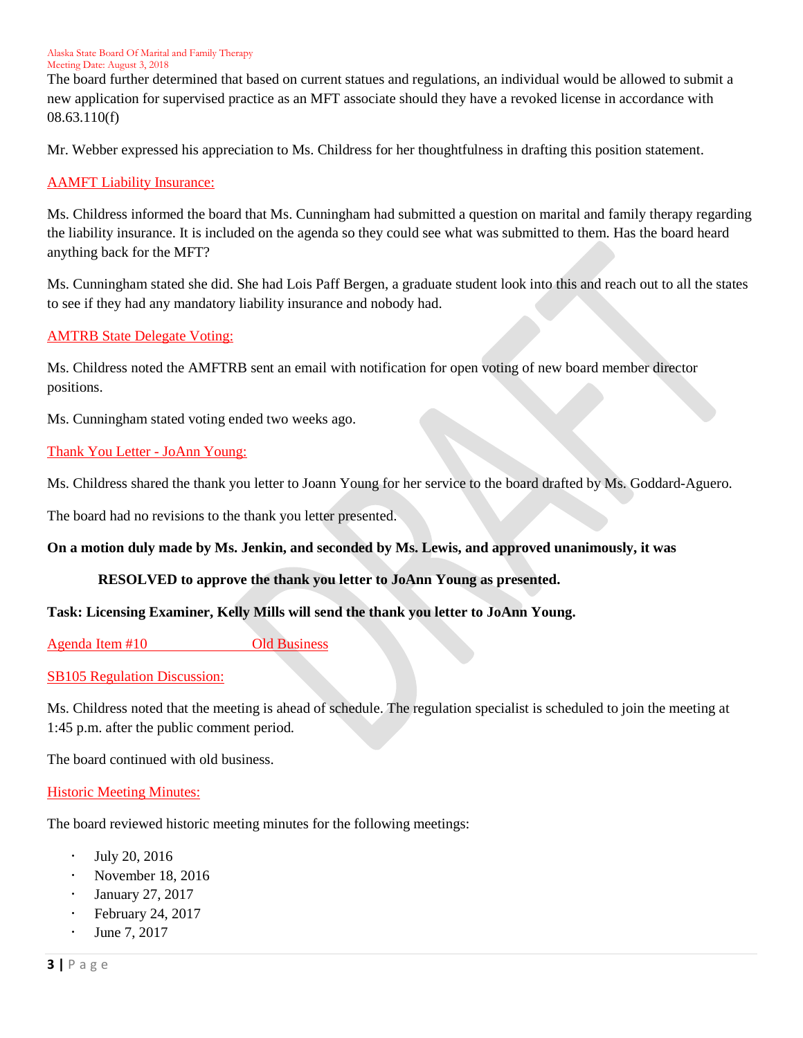The board further determined that based on current statues and regulations, an individual would be allowed to submit a new application for supervised practice as an MFT associate should they have a revoked license in accordance with 08.63.110(f)

Mr. Webber expressed his appreciation to Ms. Childress for her thoughtfulness in drafting this position statement.

### AAMFT Liability Insurance:

Ms. Childress informed the board that Ms. Cunningham had submitted a question on marital and family therapy regarding the liability insurance. It is included on the agenda so they could see what was submitted to them. Has the board heard anything back for the MFT?

Ms. Cunningham stated she did. She had Lois Paff Bergen, a graduate student look into this and reach out to all the states to see if they had any mandatory liability insurance and nobody had.

### AMTRB State Delegate Voting:

Ms. Childress noted the AMFTRB sent an email with notification for open voting of new board member director positions.

Ms. Cunningham stated voting ended two weeks ago.

### Thank You Letter - JoAnn Young:

Ms. Childress shared the thank you letter to Joann Young for her service to the board drafted by Ms. Goddard-Aguero.

The board had no revisions to the thank you letter presented.

**On a motion duly made by Ms. Jenkin, and seconded by Ms. Lewis, and approved unanimously, it was**

> **RESOLVED to approve the thank you letter to JoAnn Young as presented.**

**Task: Licensing Examiner, Kelly Mills will send the thank you letter to JoAnn Young.**

## Agenda Item #10 Old Business

### SB105 Regulation Discussion:

Ms. Childress noted that the meeting is ahead of schedule. The regulation specialist is scheduled to join the meeting at 1:45 p.m. after the public comment period.

The board continued with old business.

### Historic Meeting Minutes:

The board reviewed historic meeting minutes for the following meetings:

- July 20, 2016
- November 18, 2016
- January 27, 2017
- February 24, 2017
- June 7, 2017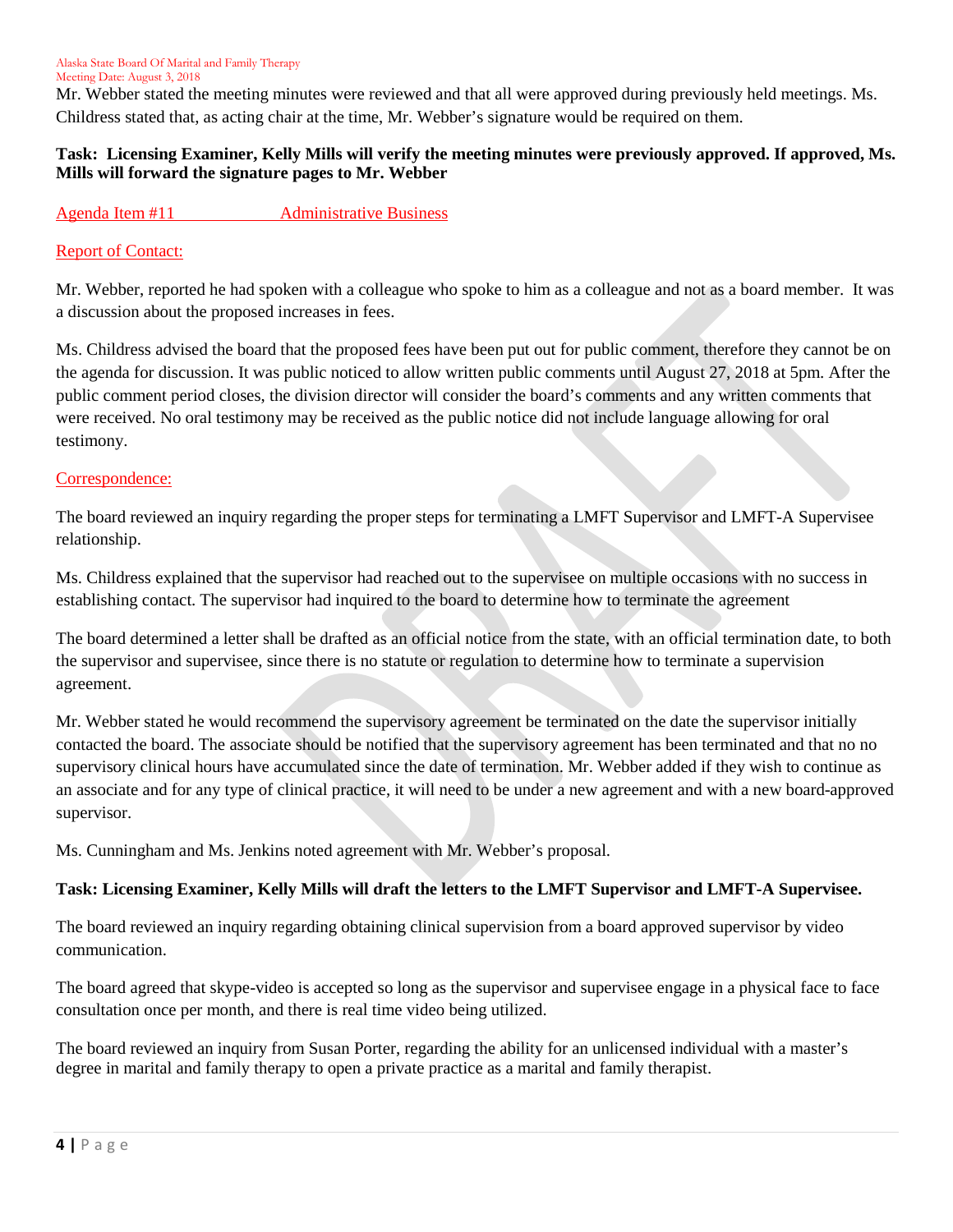Mr. Webber stated the meeting minutes were reviewed and that all were approved during previously held meetings. Ms. Childress stated that, as acting chair at the time, Mr. Webber's signature would be required on them.

**Task: Licensing Examiner, Kelly Mills will verify the meeting minutes were previously approved. If approved, Ms. Mills will forward the signature pages to Mr. Webber**

## Agenda Item #11 Administrative Business

### Report of Contact:

Mr. Webber, reported he had spoken with a colleague who spoke to him as a colleague and not as a board member. It was a discussion about the proposed increases in fees.

Ms. Childress advised the board that the proposed fees have been put out for public comment, therefore they cannot be on the agenda for discussion. It was public noticed to allow written public comments until August 27, 2018 at 5pm. After the public comment period closes, the division director will consider the board's comments and any written comments that were received. No oral testimony may be received as the public notice did not include language allowing for oral testimony.

### Correspondence:

The board reviewed an inquiry regarding the proper steps for terminating a LMFT Supervisor and LMFT-A Supervisee relationship.

Ms. Childress explained that the supervisor had reached out to the supervisee on multiple occasions with no success in establishing contact. The supervisor had inquired to the board to determine how to terminate the agreement

The board determined a letter shall be drafted as an official notice from the state, with an official termination date, to both the supervisor and supervisee, since there is no statute or regulation to determine how to terminate a supervision agreement.

Mr. Webber stated he would recommend the supervisory agreement be terminated on the date the supervisor initially contacted the board. The associate should be notified that the supervisory agreement has been terminated and that no no supervisory clinical hours have accumulated since the date of termination. Mr. Webber added if they wish to continue as an associate and for any type of clinical practice, it will need to be under a new agreement and with a new board-approved supervisor.

Ms. Cunningham and Ms. Jenkins noted agreement with Mr. Webber's proposal.

**Task: Licensing Examiner, Kelly Mills will draft the letters to the LMFT Supervisor and LMFT-A Supervisee.**

The board reviewed an inquiry regarding obtaining clinical supervision from a board approved supervisor by video communication.

The board agreed that skype-video is accepted so long as the supervisor and supervisee engage in a physical face to face consultation once per month, and there is real time video being utilized.

The board reviewed an inquiry from Susan Porter, regarding the ability for an unlicensed individual with a master's degree in marital and family therapy to open a private practice as a marital and family therapist.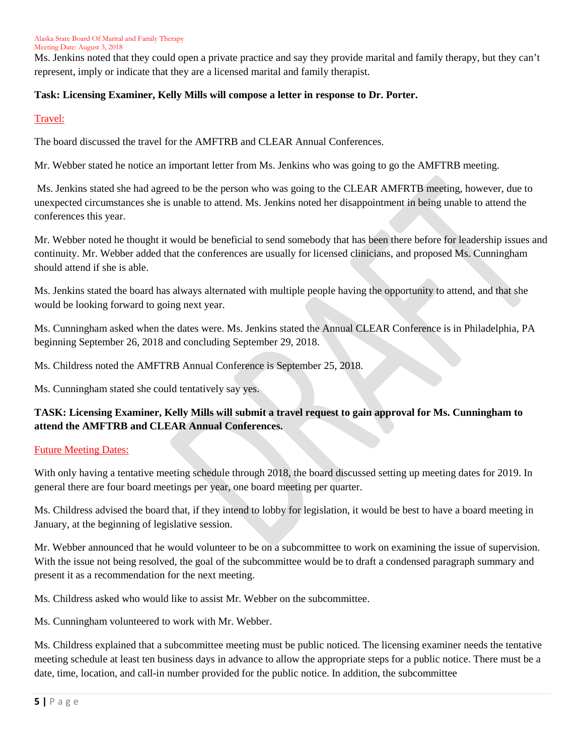Ms. Jenkins noted that they could open a private practice and say they provide marital and family therapy, but they can't represent, imply or indicate that they are a licensed marital and family therapist.

**Task: Licensing Examiner, Kelly Mills will compose a letter in response to Dr. Porter.**

## Travel:

The board discussed the travel for the AMFTRB and CLEAR Annual Conferences.

Mr. Webber stated he notice an important letter from Ms. Jenkins who was going to go the AMFTRB meeting.

Ms. Jenkins stated she had agreed to be the person who was going to the CLEAR AMFRTB meeting, however, due to unexpected circumstances she is unable to attend. Ms. Jenkins noted her disappointment in being unable to attend the conferences this year.

Mr. Webber noted he thought it would be beneficial to send somebody that has been there before for leadership issues and continuity. Mr. Webber added that the conferences are usually for licensed clinicians, and proposed Ms. Cunningham should attend if she is able.

Ms. Jenkins stated the board has always alternated with multiple people having the opportunity to attend, and that she would be looking forward to going next year.

Ms. Cunningham asked when the dates were. Ms. Jenkins stated the Annual CLEAR Conference is in Philadelphia, PA beginning September 26, 2018 and concluding September 29, 2018.

Ms. Childress noted the AMFTRB Annual Conference is September 25, 2018.

Ms. Cunningham stated she could tentatively say yes.

**TASK: Licensing Examiner, Kelly Mills will submit a travel request to gain approval for Ms. Cunningham to attend the AMFTRB and CLEAR Annual Conferences.**

## Future Meeting Dates:

With only having a tentative meeting schedule through 2018, the board discussed setting up meeting dates for 2019. In general there are four board meetings per year, one board meeting per quarter.

Ms. Childress advised the board that, if they intend to lobby for legislation, it would be best to have a board meeting in January, at the beginning of legislative session.

Mr. Webber announced that he would volunteer to be on a subcommittee to work on examining the issue of supervision. With the issue not being resolved, the goal of the subcommittee would be to draft a condensed paragraph summary and present it as a recommendation for the next meeting.

Ms. Childress asked who would like to assist Mr. Webber on the subcommittee.

Ms. Cunningham volunteered to work with Mr. Webber.

Ms. Childress explained that a subcommittee meeting must be public noticed. The licensing examiner needs the tentative meeting schedule at least ten business days in advance to allow the appropriate steps for a public notice. There must be a date, time, location, and call-in number provided for the public notice. In addition, the subcommittee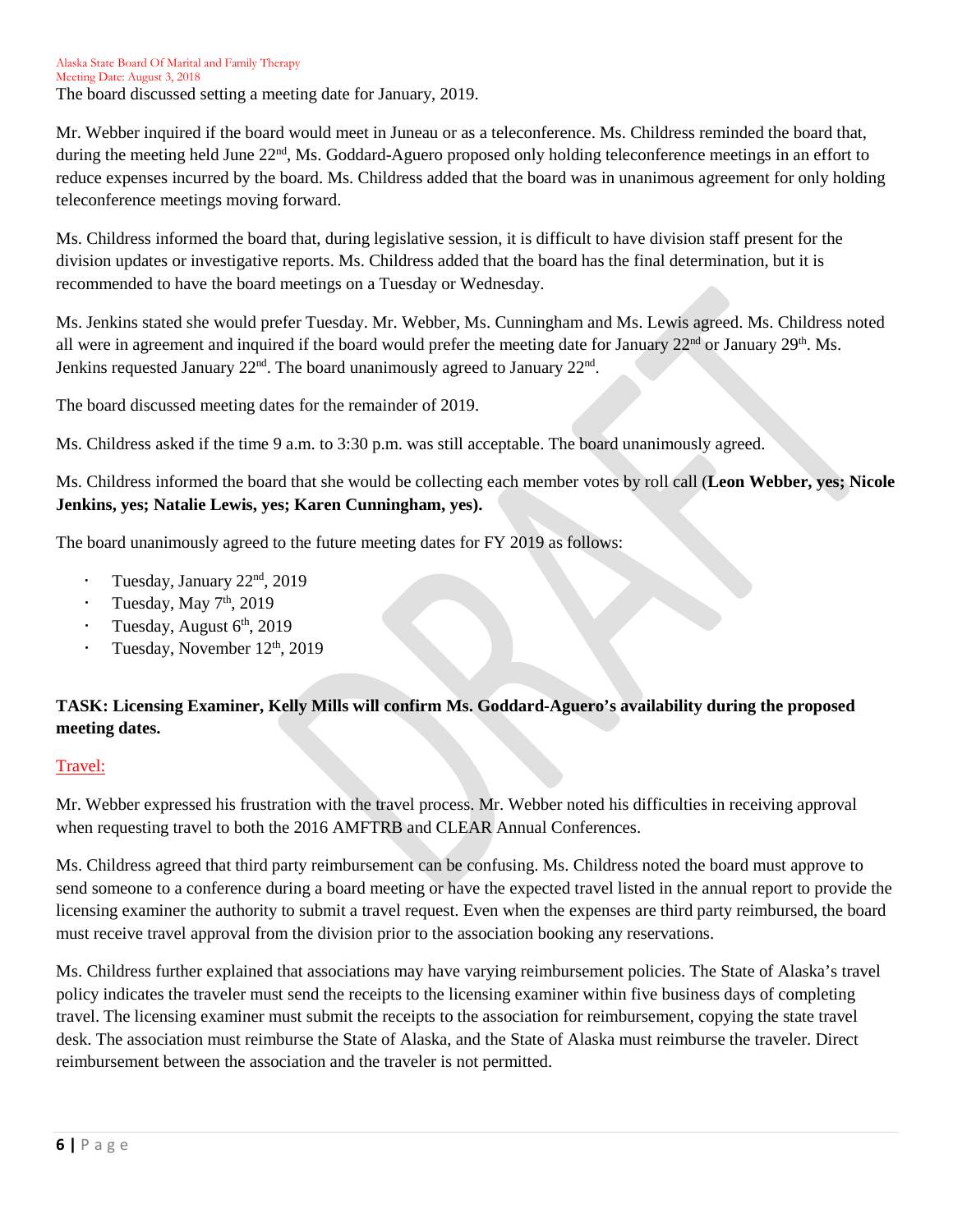The board discussed setting a meeting date for January, 2019.

Mr. Webber inquired if the board would meet in Juneau or as a teleconference. Ms. Childress reminded the board that, during the meeting held June 22nd, Ms. Goddard-Aguero proposed only holding teleconference meetings in an effort to reduce expenses incurred by the board. Ms. Childress added that the board was in unanimous agreement for only holding teleconference meetings moving forward.

Ms. Childress informed the board that, during legislative session, it is difficult to have division staff present for the division updates or investigative reports. Ms. Childress added that the board has the final determination, but it is recommended to have the board meetings on a Tuesday or Wednesday.

Ms. Jenkins stated she would prefer Tuesday. Mr. Webber, Ms. Cunningham and Ms. Lewis agreed. Ms. Childress noted all were in agreement and inquired if the board would prefer the meeting date for January 22nd or January 29th. Ms. Jenkins requested January 22nd. The board unanimously agreed to January 22nd.

The board discussed meeting dates for the remainder of 2019.

Ms. Childress asked if the time 9 a.m. to 3:30 p.m. was still acceptable. The board unanimously agreed.

Ms. Childress informed the board that she would be collecting each member votes by roll call (**Leon Webber, yes; Nicole Jenkins, yes; Natalie Lewis, yes; Karen Cunningham, yes).**

The board unanimously agreed to the future meeting dates for FY 2019 as follows:

- Tuesday, January 22nd, 2019
- Tuesday, May 7th, 2019
- Tuesday, August 6th, 2019
- Tuesday, November 12th, 2019

**TASK: Licensing Examiner, Kelly Mills will confirm Ms. Goddard-Aguero's availability during the proposed meeting dates.**

## Travel:

Mr. Webber expressed his frustration with the travel process. Mr. Webber noted his difficulties in receiving approval when requesting travel to both the 2016 AMFTRB and CLEAR Annual Conferences.

Ms. Childress agreed that third party reimbursement can be confusing. Ms. Childress noted the board must approve to send someone to a conference during a board meeting or have the expected travel listed in the annual report to provide the licensing examiner the authority to submit a travel request. Even when the expenses are third party reimbursed, the board must receive travel approval from the division prior to the association booking any reservations.

Ms. Childress further explained that associations may have varying reimbursement policies. The State of Alaska's travel policy indicates the traveler must send the receipts to the licensing examiner within five business days of completing travel. The licensing examiner must submit the receipts to the association for reimbursement, copying the state travel desk. The association must reimburse the State of Alaska, and the State of Alaska must reimburse the traveler. Direct reimbursement between the association and the traveler is not permitted.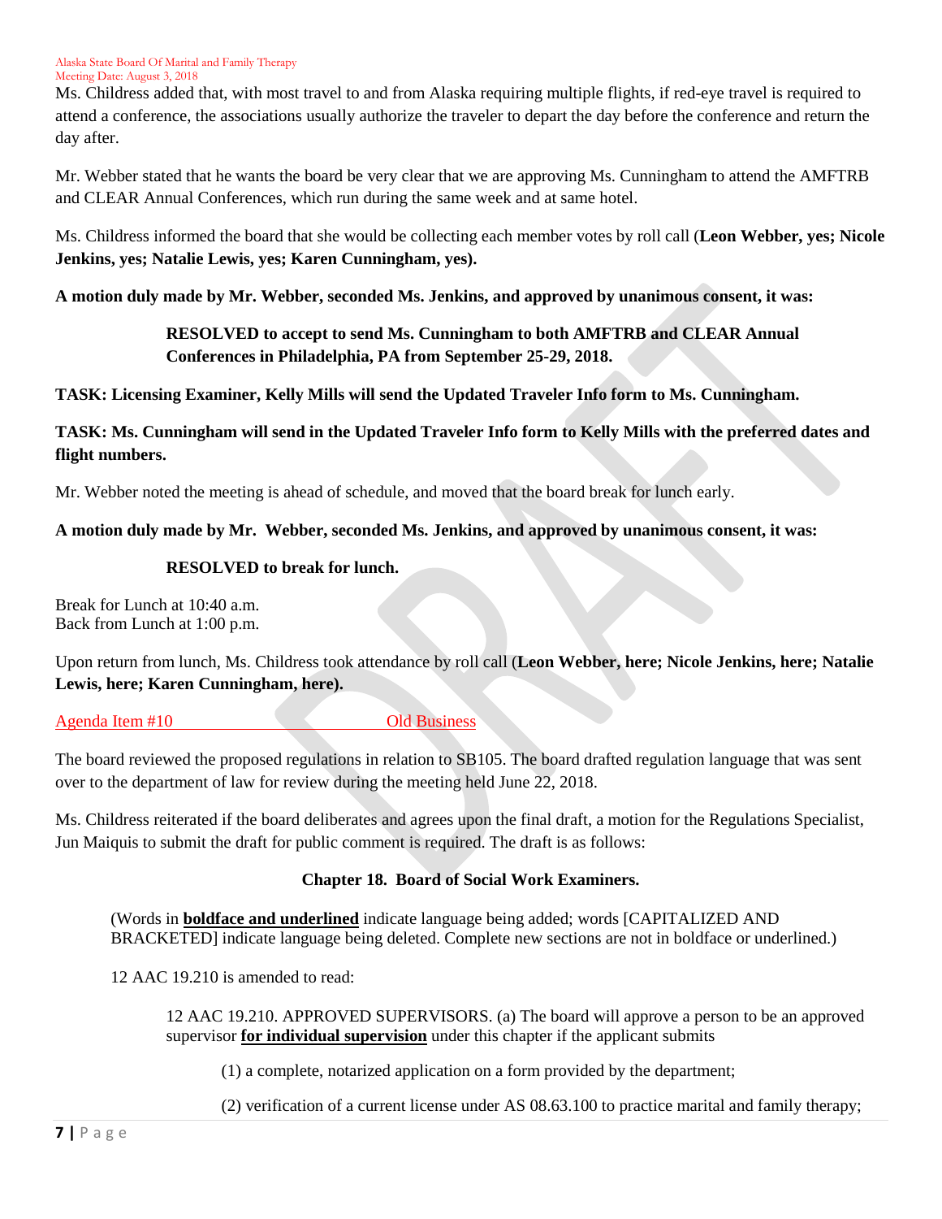Ms. Childress added that, with most travel to and from Alaska requiring multiple flights, if red-eye travel is required to attend a conference, the associations usually authorize the traveler to depart the day before the conference and return the day after.

Mr. Webber stated that he wants the board be very clear that we are approving Ms. Cunningham to attend the AMFTRB and CLEAR Annual Conferences, which run during the same week and at same hotel.

Ms. Childress informed the board that she would be collecting each member votes by roll call (**Leon Webber, yes; Nicole Jenkins, yes; Natalie Lewis, yes; Karen Cunningham, yes).**

**A motion duly made by Mr. Webber, seconded Ms. Jenkins, and approved by unanimous consent, it was:**

> **RESOLVED to accept to send Ms. Cunningham to both AMFTRB and CLEAR Annual Conferences in Philadelphia, PA from September 25-29, 2018.**

**TASK: Licensing Examiner, Kelly Mills will send the Updated Traveler Info form to Ms. Cunningham.**

**TASK: Ms. Cunningham will send in the Updated Traveler Info form to Kelly Mills with the preferred dates and flight numbers.**

Mr. Webber noted the meeting is ahead of schedule, and moved that the board break for lunch early.

**A motion duly made by Mr. Webber, seconded Ms. Jenkins, and approved by unanimous consent, it was:**

> **RESOLVED to break for lunch.**

Break for Lunch at 10:40 a.m.
Back from Lunch at 1:00 p.m.

Upon return from lunch, Ms. Childress took attendance by roll call (**Leon Webber, here; Nicole Jenkins, here; Natalie Lewis, here; Karen Cunningham, here).**

## Agenda Item #10 Old Business

The board reviewed the proposed regulations in relation to SB105. The board drafted regulation language that was sent over to the department of law for review during the meeting held June 22, 2018.

Ms. Childress reiterated if the board deliberates and agrees upon the final draft, a motion for the Regulations Specialist, Jun Maiquis to submit the draft for public comment is required. The draft is as follows:

**Chapter 18. Board of Social Work Examiners.**

(Words in **<u>boldface and underlined</u>** indicate language being added; words [CAPITALIZED AND BRACKETED] indicate language being deleted. Complete new sections are not in boldface or underlined.)

12 AAC 19.210 is amended to read:

12 AAC 19.210. APPROVED SUPERVISORS. (a) The board will approve a person to be an approved supervisor **<u>for individual supervision</u>** under this chapter if the applicant submits

(1) a complete, notarized application on a form provided by the department;

(2) verification of a current license under AS 08.63.100 to practice marital and family therapy;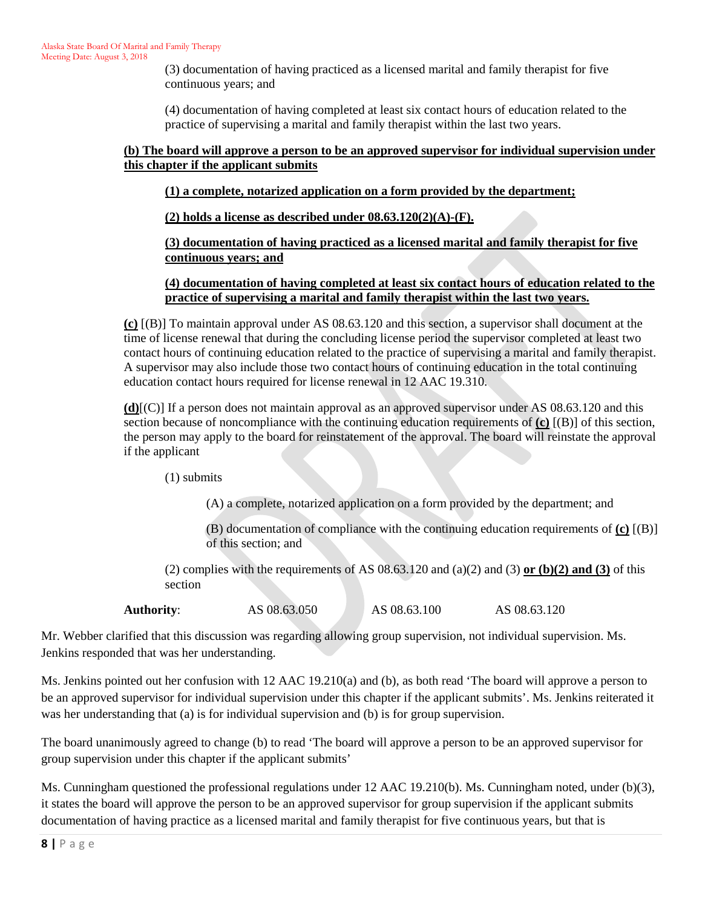(3) documentation of having practiced as a licensed marital and family therapist for five continuous years; and

(4) documentation of having completed at least six contact hours of education related to the practice of supervising a marital and family therapist within the last two years.

**(b) The board will approve a person to be an approved supervisor for individual supervision under this chapter if the applicant submits**

**(1) a complete, notarized application on a form provided by the department;**

**(2) holds a license as described under 08.63.120(2)(A)-(F).**

**(3) documentation of having practiced as a licensed marital and family therapist for five continuous years; and**

**(4) documentation of having completed at least six contact hours of education related to the practice of supervising a marital and family therapist within the last two years.**

**(c)** [(B)] To maintain approval under AS 08.63.120 and this section, a supervisor shall document at the time of license renewal that during the concluding license period the supervisor completed at least two contact hours of continuing education related to the practice of supervising a marital and family therapist. A supervisor may also include those two contact hours of continuing education in the total continuing education contact hours required for license renewal in 12 AAC 19.310.

**(d)**[(C)] If a person does not maintain approval as an approved supervisor under AS 08.63.120 and this section because of noncompliance with the continuing education requirements of **(c)** [(B)] of this section, the person may apply to the board for reinstatement of the approval. The board will reinstate the approval if the applicant

(1) submits

(A) a complete, notarized application on a form provided by the department; and

(B) documentation of compliance with the continuing education requirements of **(c)** [(B)] of this section; and

(2) complies with the requirements of AS 08.63.120 and (a)(2) and (3) **or (b)(2) and (3)** of this section

**Authority**: AS 08.63.050 AS 08.63.100 AS 08.63.120

Mr. Webber clarified that this discussion was regarding allowing group supervision, not individual supervision. Ms. Jenkins responded that was her understanding.

Ms. Jenkins pointed out her confusion with 12 AAC 19.210(a) and (b), as both read 'The board will approve a person to be an approved supervisor for individual supervision under this chapter if the applicant submits'. Ms. Jenkins reiterated it was her understanding that (a) is for individual supervision and (b) is for group supervision.

The board unanimously agreed to change (b) to read 'The board will approve a person to be an approved supervisor for group supervision under this chapter if the applicant submits'

Ms. Cunningham questioned the professional regulations under 12 AAC 19.210(b). Ms. Cunningham noted, under (b)(3), it states the board will approve the person to be an approved supervisor for group supervision if the applicant submits documentation of having practice as a licensed marital and family therapist for five continuous years, but that is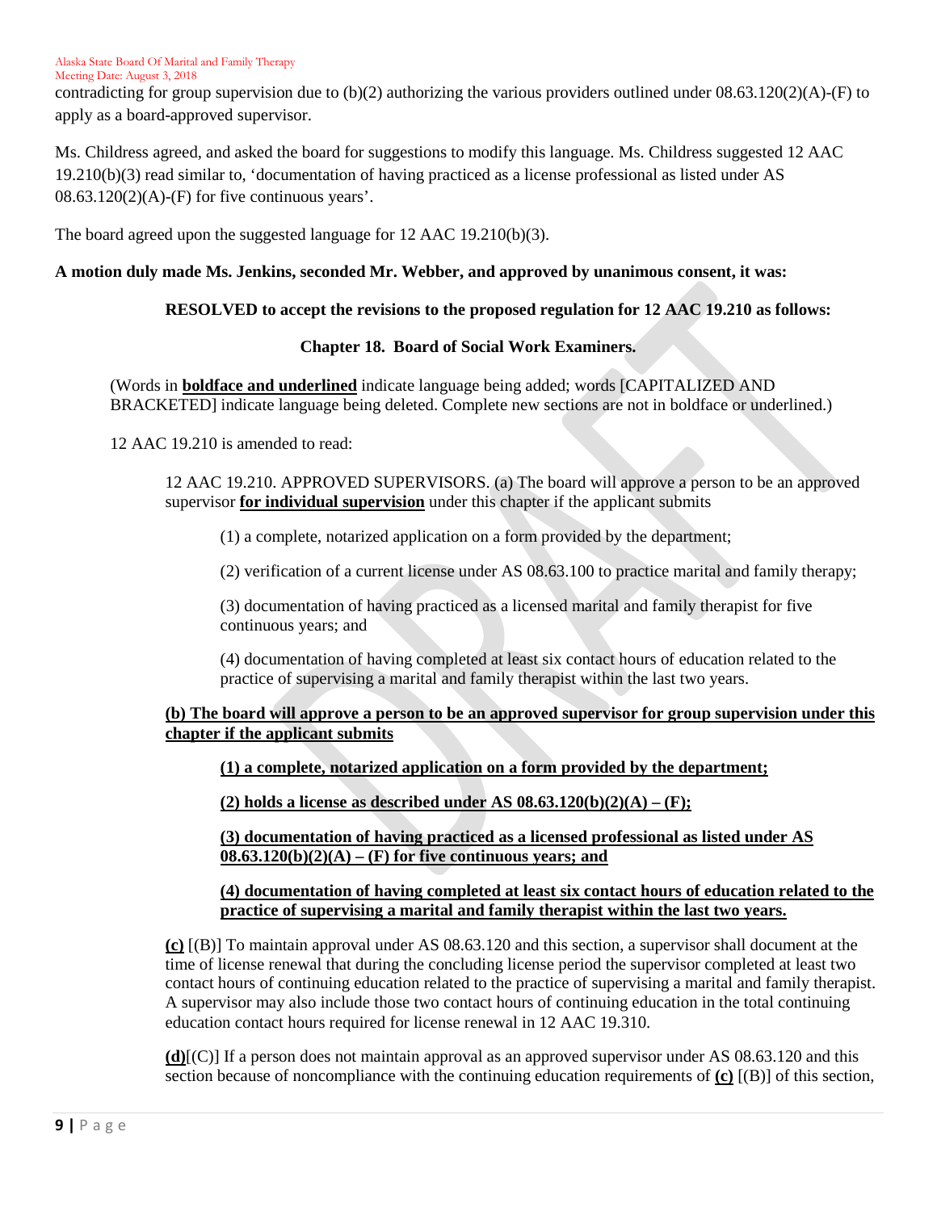contradicting for group supervision due to (b)(2) authorizing the various providers outlined under 08.63.120(2)(A)-(F) to apply as a board-approved supervisor.

Ms. Childress agreed, and asked the board for suggestions to modify this language. Ms. Childress suggested 12 AAC 19.210(b)(3) read similar to, 'documentation of having practiced as a license professional as listed under AS 08.63.120(2)(A)-(F) for five continuous years'.

The board agreed upon the suggested language for 12 AAC 19.210(b)(3).

**A motion duly made Ms. Jenkins, seconded Mr. Webber, and approved by unanimous consent, it was:**

**RESOLVED to accept the revisions to the proposed regulation for 12 AAC 19.210 as follows:**

**Chapter 18. Board of Social Work Examiners.**

(Words in **<u>boldface and underlined</u>** indicate language being added; words [CAPITALIZED AND BRACKETED] indicate language being deleted. Complete new sections are not in boldface or underlined.)

12 AAC 19.210 is amended to read:

12 AAC 19.210. APPROVED SUPERVISORS. (a) The board will approve a person to be an approved supervisor **<u>for individual supervision</u>** under this chapter if the applicant submits

(1) a complete, notarized application on a form provided by the department;

(2) verification of a current license under AS 08.63.100 to practice marital and family therapy;

(3) documentation of having practiced as a licensed marital and family therapist for five continuous years; and

(4) documentation of having completed at least six contact hours of education related to the practice of supervising a marital and family therapist within the last two years.

**<u>(b) The board will approve a person to be an approved supervisor for group supervision under this chapter if the applicant submits</u>**

**<u>(1) a complete, notarized application on a form provided by the department;</u>**

**<u>(2) holds a license as described under AS 08.63.120(b)(2)(A) – (F);</u>**

**<u>(3) documentation of having practiced as a licensed professional as listed under AS 08.63.120(b)(2)(A) – (F) for five continuous years; and</u>**

**<u>(4) documentation of having completed at least six contact hours of education related to the practice of supervising a marital and family therapist within the last two years.</u>**

**<u>(c)</u>** [(B)] To maintain approval under AS 08.63.120 and this section, a supervisor shall document at the time of license renewal that during the concluding license period the supervisor completed at least two contact hours of continuing education related to the practice of supervising a marital and family therapist. A supervisor may also include those two contact hours of continuing education in the total continuing education contact hours required for license renewal in 12 AAC 19.310.

**<u>(d)</u>**[(C)] If a person does not maintain approval as an approved supervisor under AS 08.63.120 and this section because of noncompliance with the continuing education requirements of **<u>(c)</u>** [(B)] of this section,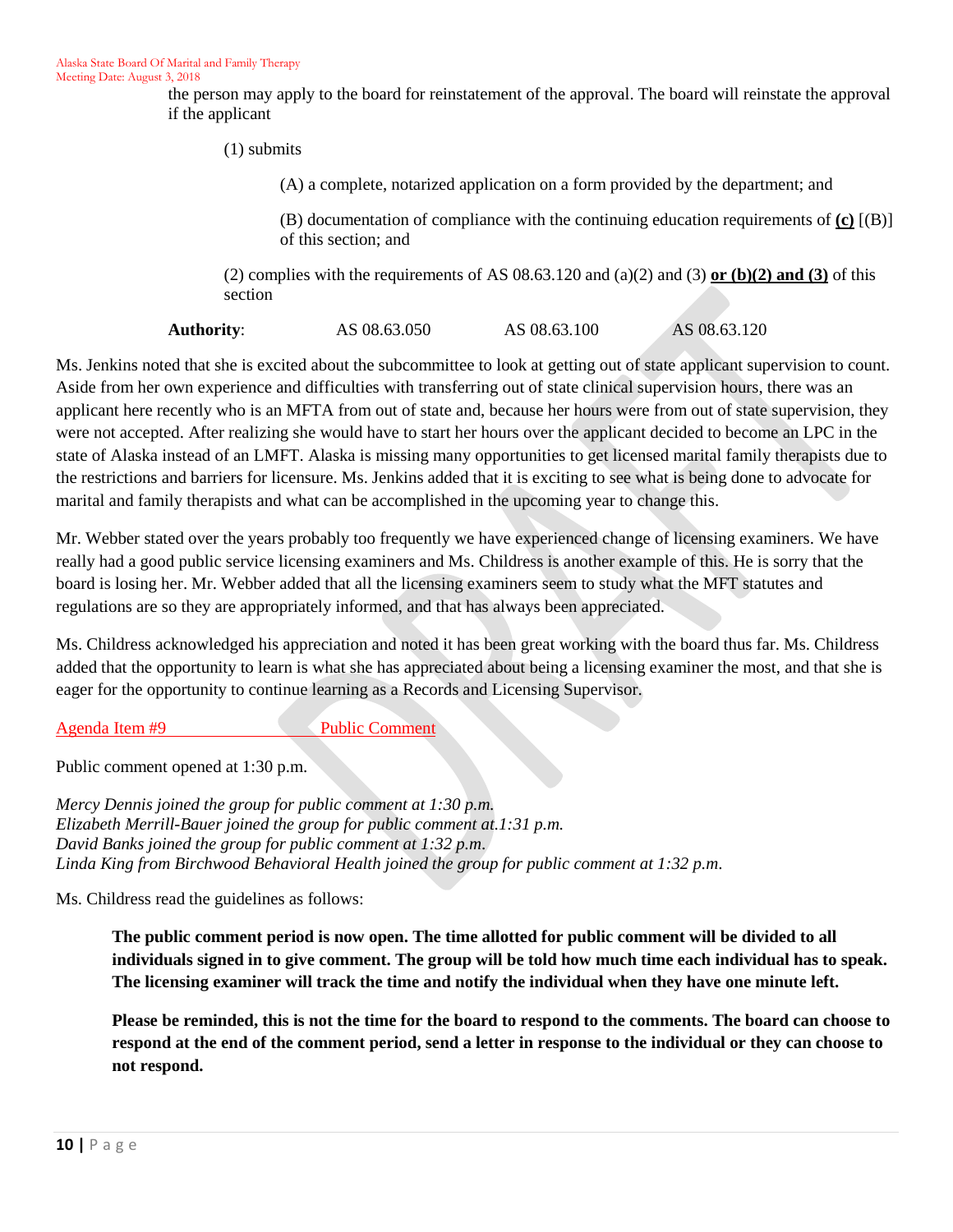the person may apply to the board for reinstatement of the approval. The board will reinstate the approval if the applicant

(1) submits

(A) a complete, notarized application on a form provided by the department; and

(B) documentation of compliance with the continuing education requirements of **(c)** [(B)] of this section; and

(2) complies with the requirements of AS 08.63.120 and (a)(2) and (3) **or (b)(2) and (3)** of this section

**Authority**: AS 08.63.050 AS 08.63.100 AS 08.63.120

Ms. Jenkins noted that she is excited about the subcommittee to look at getting out of state applicant supervision to count. Aside from her own experience and difficulties with transferring out of state clinical supervision hours, there was an applicant here recently who is an MFTA from out of state and, because her hours were from out of state supervision, they were not accepted. After realizing she would have to start her hours over the applicant decided to become an LPC in the state of Alaska instead of an LMFT. Alaska is missing many opportunities to get licensed marital family therapists due to the restrictions and barriers for licensure. Ms. Jenkins added that it is exciting to see what is being done to advocate for marital and family therapists and what can be accomplished in the upcoming year to change this.

Mr. Webber stated over the years probably too frequently we have experienced change of licensing examiners. We have really had a good public service licensing examiners and Ms. Childress is another example of this. He is sorry that the board is losing her. Mr. Webber added that all the licensing examiners seem to study what the MFT statutes and regulations are so they are appropriately informed, and that has always been appreciated.

Ms. Childress acknowledged his appreciation and noted it has been great working with the board thus far. Ms. Childress added that the opportunity to learn is what she has appreciated about being a licensing examiner the most, and that she is eager for the opportunity to continue learning as a Records and Licensing Supervisor.

## Agenda Item #9 Public Comment

Public comment opened at 1:30 p.m.

*Mercy Dennis joined the group for public comment at 1:30 p.m.*
*Elizabeth Merrill-Bauer joined the group for public comment at.1:31 p.m.*
*David Banks joined the group for public comment at 1:32 p.m.*
*Linda King from Birchwood Behavioral Health joined the group for public comment at 1:32 p.m.*

Ms. Childress read the guidelines as follows:

**The public comment period is now open. The time allotted for public comment will be divided to all individuals signed in to give comment. The group will be told how much time each individual has to speak. The licensing examiner will track the time and notify the individual when they have one minute left.**

**Please be reminded, this is not the time for the board to respond to the comments. The board can choose to respond at the end of the comment period, send a letter in response to the individual or they can choose to not respond.**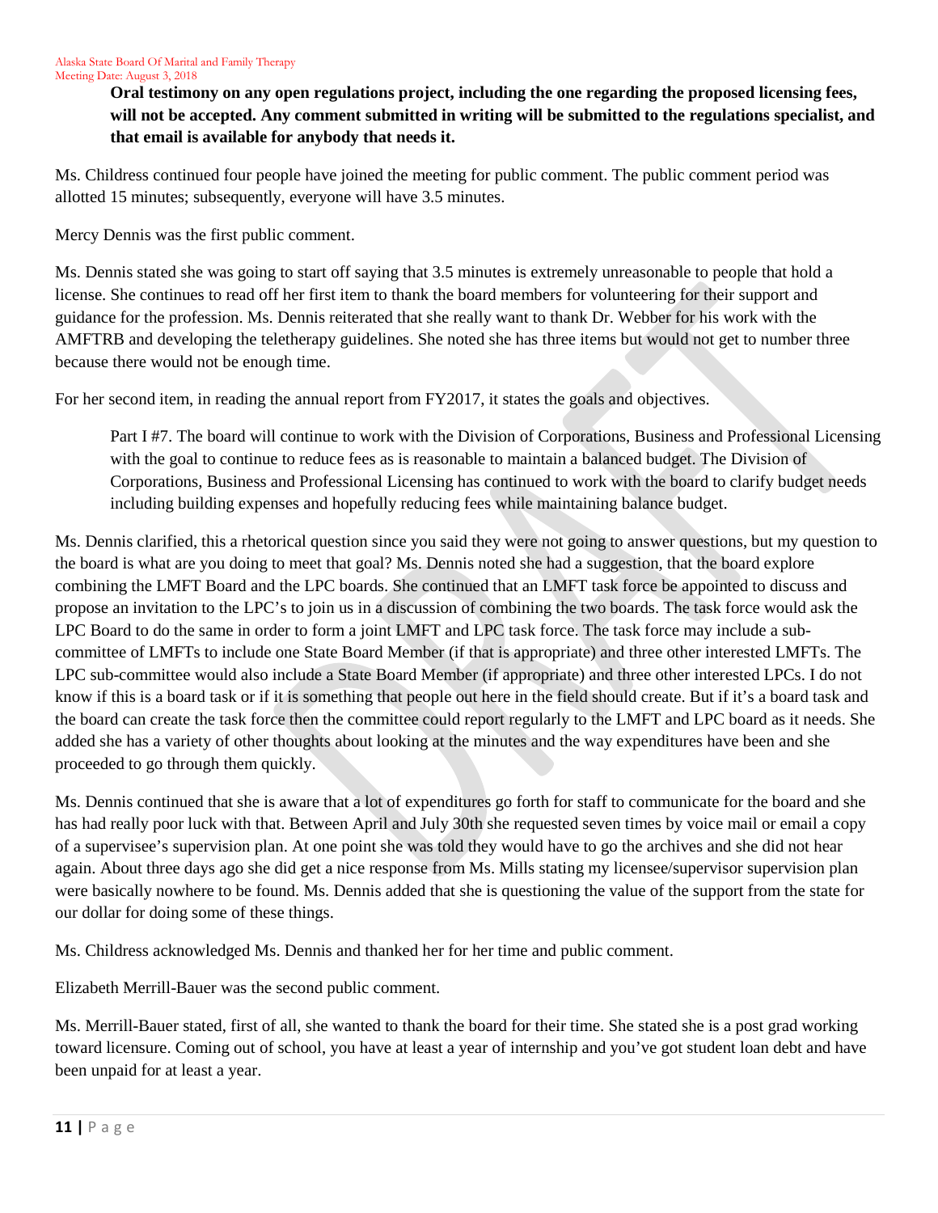**Oral testimony on any open regulations project, including the one regarding the proposed licensing fees, will not be accepted. Any comment submitted in writing will be submitted to the regulations specialist, and that email is available for anybody that needs it.**

Ms. Childress continued four people have joined the meeting for public comment. The public comment period was allotted 15 minutes; subsequently, everyone will have 3.5 minutes.

Mercy Dennis was the first public comment.

Ms. Dennis stated she was going to start off saying that 3.5 minutes is extremely unreasonable to people that hold a license. She continues to read off her first item to thank the board members for volunteering for their support and guidance for the profession. Ms. Dennis reiterated that she really want to thank Dr. Webber for his work with the AMFTRB and developing the teletherapy guidelines. She noted she has three items but would not get to number three because there would not be enough time.

For her second item, in reading the annual report from FY2017, it states the goals and objectives.

> Part I #7. The board will continue to work with the Division of Corporations, Business and Professional Licensing with the goal to continue to reduce fees as is reasonable to maintain a balanced budget. The Division of Corporations, Business and Professional Licensing has continued to work with the board to clarify budget needs including building expenses and hopefully reducing fees while maintaining balance budget.

Ms. Dennis clarified, this a rhetorical question since you said they were not going to answer questions, but my question to the board is what are you doing to meet that goal? Ms. Dennis noted she had a suggestion, that the board explore combining the LMFT Board and the LPC boards. She continued that an LMFT task force be appointed to discuss and propose an invitation to the LPC's to join us in a discussion of combining the two boards. The task force would ask the LPC Board to do the same in order to form a joint LMFT and LPC task force. The task force may include a sub-committee of LMFTs to include one State Board Member (if that is appropriate) and three other interested LMFTs. The LPC sub-committee would also include a State Board Member (if appropriate) and three other interested LPCs. I do not know if this is a board task or if it is something that people out here in the field should create. But if it's a board task and the board can create the task force then the committee could report regularly to the LMFT and LPC board as it needs. She added she has a variety of other thoughts about looking at the minutes and the way expenditures have been and she proceeded to go through them quickly.

Ms. Dennis continued that she is aware that a lot of expenditures go forth for staff to communicate for the board and she has had really poor luck with that. Between April and July 30th she requested seven times by voice mail or email a copy of a supervisee's supervision plan. At one point she was told they would have to go the archives and she did not hear again. About three days ago she did get a nice response from Ms. Mills stating my licensee/supervisor supervision plan were basically nowhere to be found. Ms. Dennis added that she is questioning the value of the support from the state for our dollar for doing some of these things.

Ms. Childress acknowledged Ms. Dennis and thanked her for her time and public comment.

Elizabeth Merrill-Bauer was the second public comment.

Ms. Merrill-Bauer stated, first of all, she wanted to thank the board for their time. She stated she is a post grad working toward licensure. Coming out of school, you have at least a year of internship and you've got student loan debt and have been unpaid for at least a year.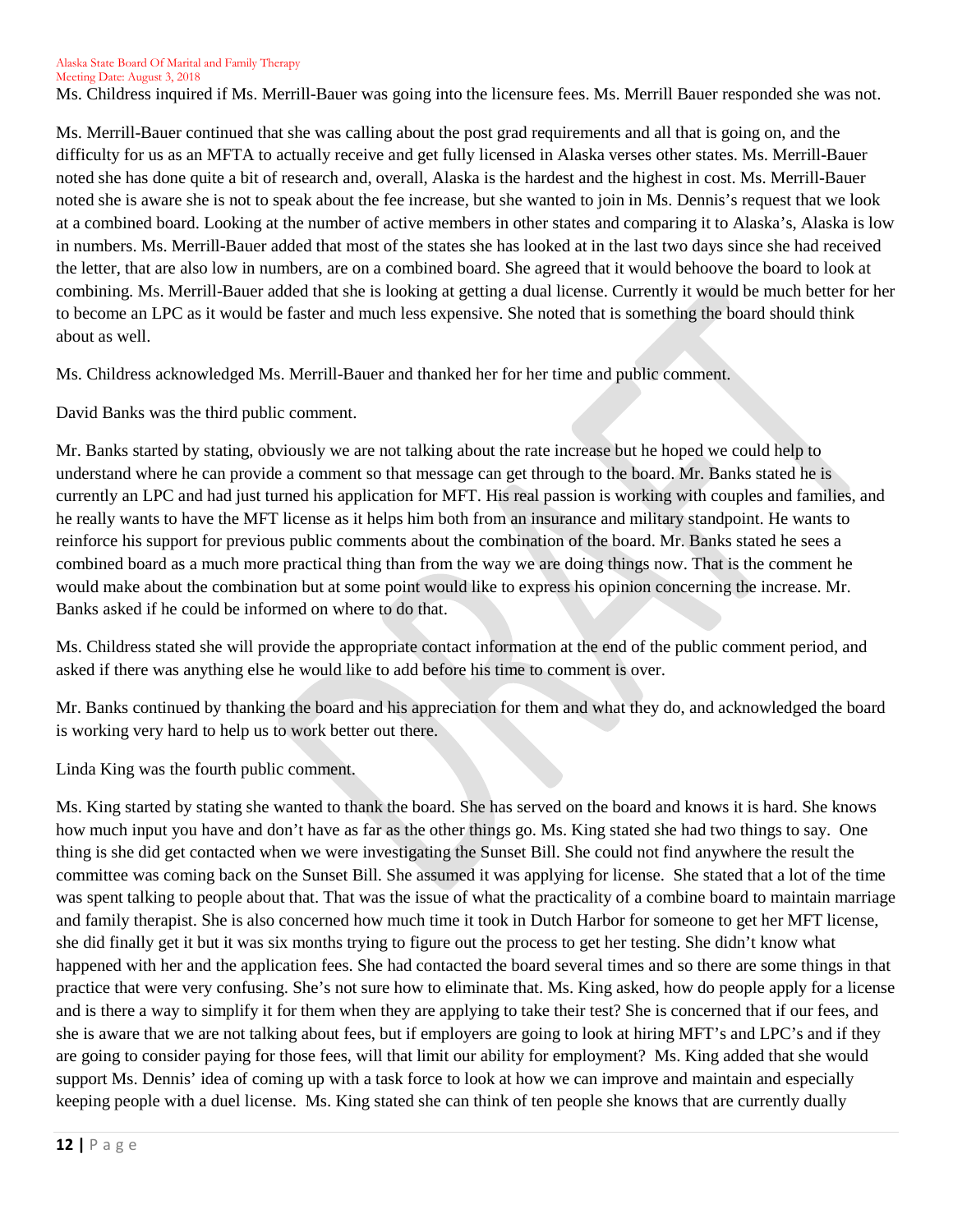Ms. Childress inquired if Ms. Merrill-Bauer was going into the licensure fees. Ms. Merrill Bauer responded she was not.

Ms. Merrill-Bauer continued that she was calling about the post grad requirements and all that is going on, and the difficulty for us as an MFTA to actually receive and get fully licensed in Alaska verses other states. Ms. Merrill-Bauer noted she has done quite a bit of research and, overall, Alaska is the hardest and the highest in cost. Ms. Merrill-Bauer noted she is aware she is not to speak about the fee increase, but she wanted to join in Ms. Dennis's request that we look at a combined board. Looking at the number of active members in other states and comparing it to Alaska's, Alaska is low in numbers. Ms. Merrill-Bauer added that most of the states she has looked at in the last two days since she had received the letter, that are also low in numbers, are on a combined board. She agreed that it would behoove the board to look at combining. Ms. Merrill-Bauer added that she is looking at getting a dual license. Currently it would be much better for her to become an LPC as it would be faster and much less expensive. She noted that is something the board should think about as well.

Ms. Childress acknowledged Ms. Merrill-Bauer and thanked her for her time and public comment.

David Banks was the third public comment.

Mr. Banks started by stating, obviously we are not talking about the rate increase but he hoped we could help to understand where he can provide a comment so that message can get through to the board. Mr. Banks stated he is currently an LPC and had just turned his application for MFT. His real passion is working with couples and families, and he really wants to have the MFT license as it helps him both from an insurance and military standpoint. He wants to reinforce his support for previous public comments about the combination of the board. Mr. Banks stated he sees a combined board as a much more practical thing than from the way we are doing things now. That is the comment he would make about the combination but at some point would like to express his opinion concerning the increase. Mr. Banks asked if he could be informed on where to do that.

Ms. Childress stated she will provide the appropriate contact information at the end of the public comment period, and asked if there was anything else he would like to add before his time to comment is over.

Mr. Banks continued by thanking the board and his appreciation for them and what they do, and acknowledged the board is working very hard to help us to work better out there.

Linda King was the fourth public comment.

Ms. King started by stating she wanted to thank the board. She has served on the board and knows it is hard. She knows how much input you have and don't have as far as the other things go. Ms. King stated she had two things to say. One thing is she did get contacted when we were investigating the Sunset Bill. She could not find anywhere the result the committee was coming back on the Sunset Bill. She assumed it was applying for license. She stated that a lot of the time was spent talking to people about that. That was the issue of what the practicality of a combine board to maintain marriage and family therapist. She is also concerned how much time it took in Dutch Harbor for someone to get her MFT license, she did finally get it but it was six months trying to figure out the process to get her testing. She didn't know what happened with her and the application fees. She had contacted the board several times and so there are some things in that practice that were very confusing. She's not sure how to eliminate that. Ms. King asked, how do people apply for a license and is there a way to simplify it for them when they are applying to take their test? She is concerned that if our fees, and she is aware that we are not talking about fees, but if employers are going to look at hiring MFT's and LPC's and if they are going to consider paying for those fees, will that limit our ability for employment? Ms. King added that she would support Ms. Dennis' idea of coming up with a task force to look at how we can improve and maintain and especially keeping people with a duel license. Ms. King stated she can think of ten people she knows that are currently dually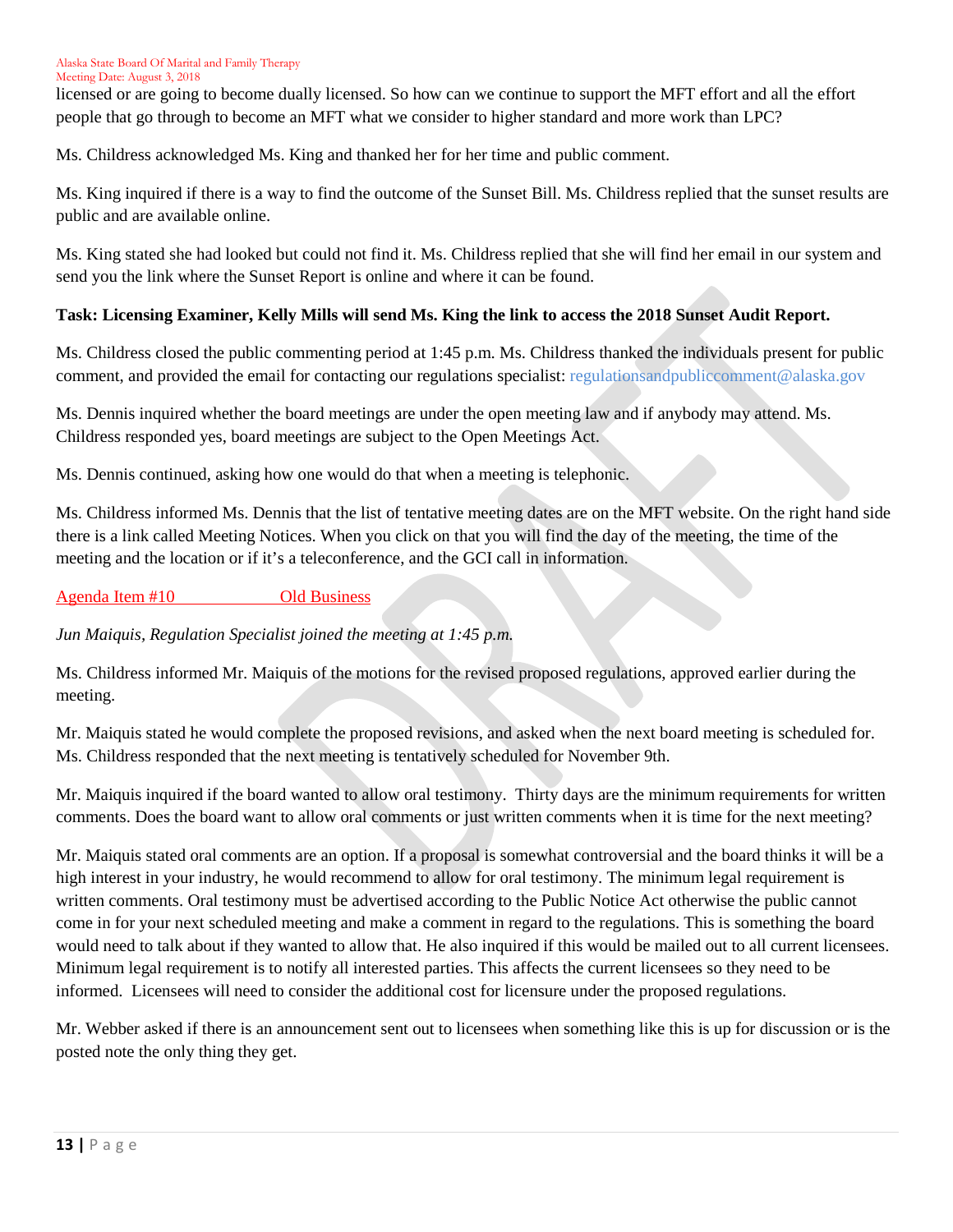licensed or are going to become dually licensed. So how can we continue to support the MFT effort and all the effort people that go through to become an MFT what we consider to higher standard and more work than LPC?

Ms. Childress acknowledged Ms. King and thanked her for her time and public comment.

Ms. King inquired if there is a way to find the outcome of the Sunset Bill. Ms. Childress replied that the sunset results are public and are available online.

Ms. King stated she had looked but could not find it. Ms. Childress replied that she will find her email in our system and send you the link where the Sunset Report is online and where it can be found.

**Task: Licensing Examiner, Kelly Mills will send Ms. King the link to access the 2018 Sunset Audit Report.**

Ms. Childress closed the public commenting period at 1:45 p.m. Ms. Childress thanked the individuals present for public comment, and provided the email for contacting our regulations specialist: regulationsandpubliccomment@alaska.gov

Ms. Dennis inquired whether the board meetings are under the open meeting law and if anybody may attend. Ms. Childress responded yes, board meetings are subject to the Open Meetings Act.

Ms. Dennis continued, asking how one would do that when a meeting is telephonic.

Ms. Childress informed Ms. Dennis that the list of tentative meeting dates are on the MFT website. On the right hand side there is a link called Meeting Notices. When you click on that you will find the day of the meeting, the time of the meeting and the location or if it's a teleconference, and the GCI call in information.

## Agenda Item #10 Old Business

*Jun Maiquis, Regulation Specialist joined the meeting at 1:45 p.m.*

Ms. Childress informed Mr. Maiquis of the motions for the revised proposed regulations, approved earlier during the meeting.

Mr. Maiquis stated he would complete the proposed revisions, and asked when the next board meeting is scheduled for. Ms. Childress responded that the next meeting is tentatively scheduled for November 9th.

Mr. Maiquis inquired if the board wanted to allow oral testimony. Thirty days are the minimum requirements for written comments. Does the board want to allow oral comments or just written comments when it is time for the next meeting?

Mr. Maiquis stated oral comments are an option. If a proposal is somewhat controversial and the board thinks it will be a high interest in your industry, he would recommend to allow for oral testimony. The minimum legal requirement is written comments. Oral testimony must be advertised according to the Public Notice Act otherwise the public cannot come in for your next scheduled meeting and make a comment in regard to the regulations. This is something the board would need to talk about if they wanted to allow that. He also inquired if this would be mailed out to all current licensees. Minimum legal requirement is to notify all interested parties. This affects the current licensees so they need to be informed. Licensees will need to consider the additional cost for licensure under the proposed regulations.

Mr. Webber asked if there is an announcement sent out to licensees when something like this is up for discussion or is the posted note the only thing they get.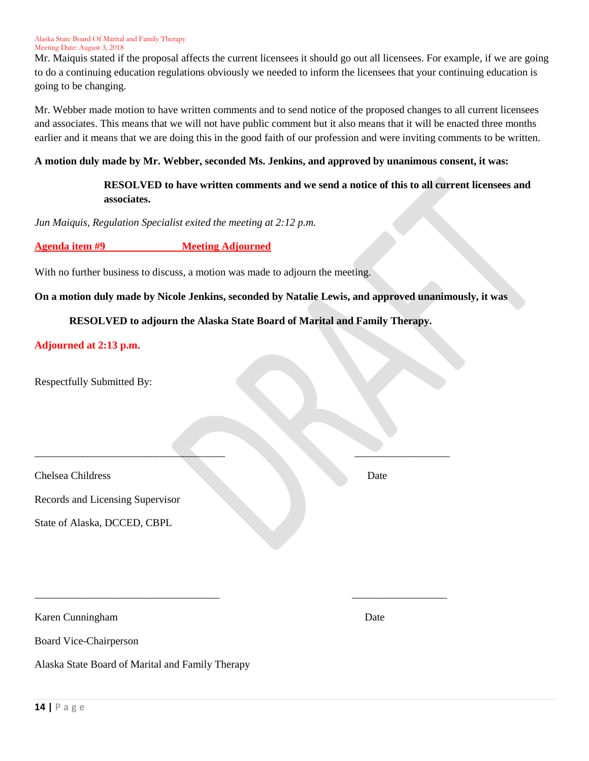Mr. Maiquis stated if the proposal affects the current licensees it should go out all licensees. For example, if we are going to do a continuing education regulations obviously we needed to inform the licensees that your continuing education is going to be changing.

Mr. Webber made motion to have written comments and to send notice of the proposed changes to all current licensees and associates. This means that we will not have public comment but it also means that it will be enacted three months earlier and it means that we are doing this in the good faith of our profession and were inviting comments to be written.

**A motion duly made by Mr. Webber, seconded Ms. Jenkins, and approved by unanimous consent, it was:**

> **RESOLVED to have written comments and we send a notice of this to all current licensees and associates.**

*Jun Maiquis, Regulation Specialist exited the meeting at 2:12 p.m.*

**Agenda item #9 Meeting Adjourned**

With no further business to discuss, a motion was made to adjourn the meeting.

**On a motion duly made by Nicole Jenkins, seconded by Natalie Lewis, and approved unanimously, it was**

> **RESOLVED to adjourn the Alaska State Board of Marital and Family Therapy.**

**Adjourned at 2:13 p.m.**

Respectfully Submitted By:

___________________________________ ________________

Chelsea Childress Date

Records and Licensing Supervisor

State of Alaska, DCCED, CBPL

___________________________________ ________________

Karen Cunningham Date

Board Vice-Chairperson

Alaska State Board of Marital and Family Therapy